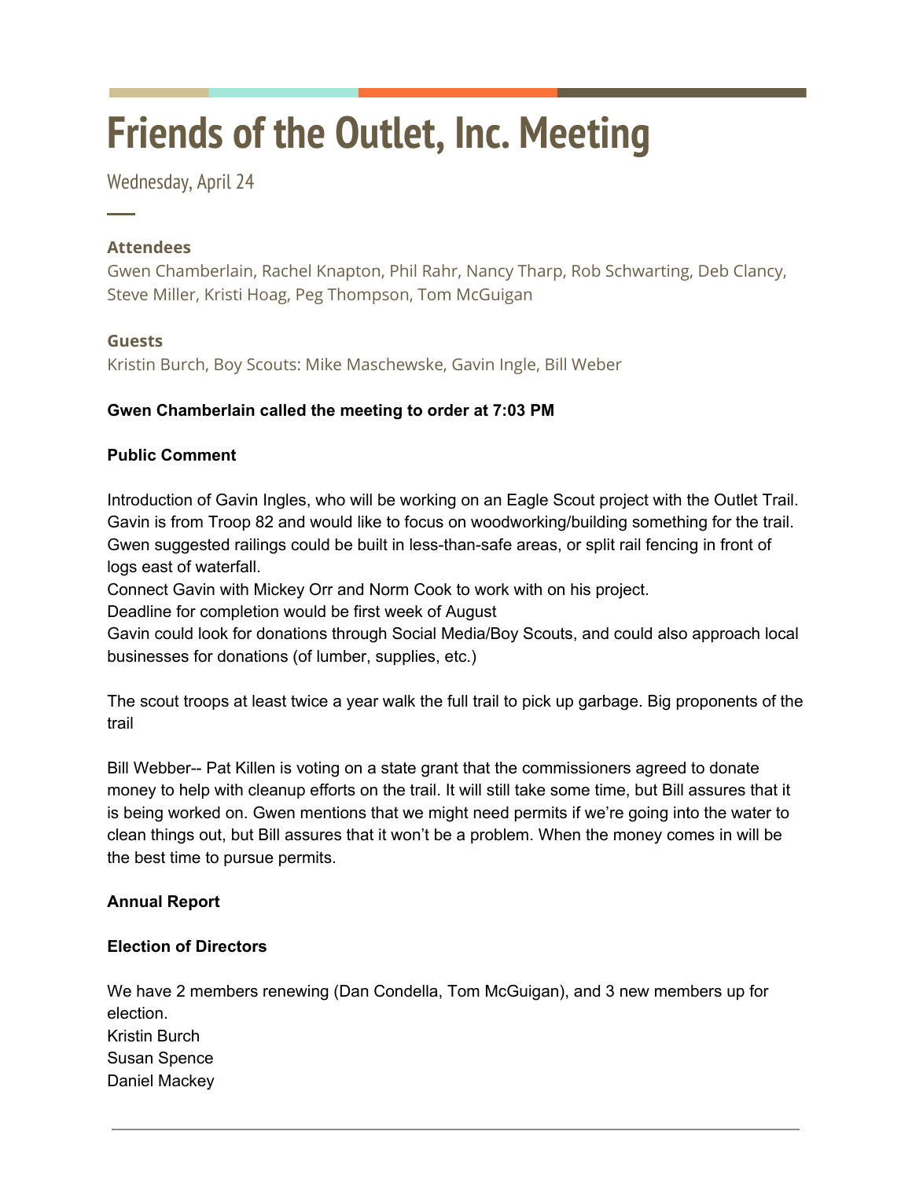# Friends of the Outlet, Inc. Meeting

Wednesday, April 24

### Attendees

Gwen Chamberlain, Rachel Knapton, Phil Rahr, Nancy Tharp, Rob Schwarting, Deb Clancy, Steve Miller, Kristi Hoag, Peg Thompson, Tom McGuigan

### Guests

Kristin Burch, Boy Scouts: Mike Maschewske, Gavin Ingle, Bill Weber

**Gwen Chamberlain called the meeting to order at 7:03 PM**

**Public Comment**

Introduction of Gavin Ingles, who will be working on an Eagle Scout project with the Outlet Trail. Gavin is from Troop 82 and would like to focus on woodworking/building something for the trail. Gwen suggested railings could be built in less-than-safe areas, or split rail fencing in front of logs east of waterfall.
Connect Gavin with Mickey Orr and Norm Cook to work with on his project.
Deadline for completion would be first week of August
Gavin could look for donations through Social Media/Boy Scouts, and could also approach local businesses for donations (of lumber, supplies, etc.)

The scout troops at least twice a year walk the full trail to pick up garbage. Big proponents of the trail

Bill Webber-- Pat Killen is voting on a state grant that the commissioners agreed to donate money to help with cleanup efforts on the trail. It will still take some time, but Bill assures that it is being worked on. Gwen mentions that we might need permits if we're going into the water to clean things out, but Bill assures that it won't be a problem. When the money comes in will be the best time to pursue permits.

**Annual Report**

**Election of Directors**

We have 2 members renewing (Dan Condella, Tom McGuigan), and 3 new members up for election.
Kristin Burch
Susan Spence
Daniel Mackey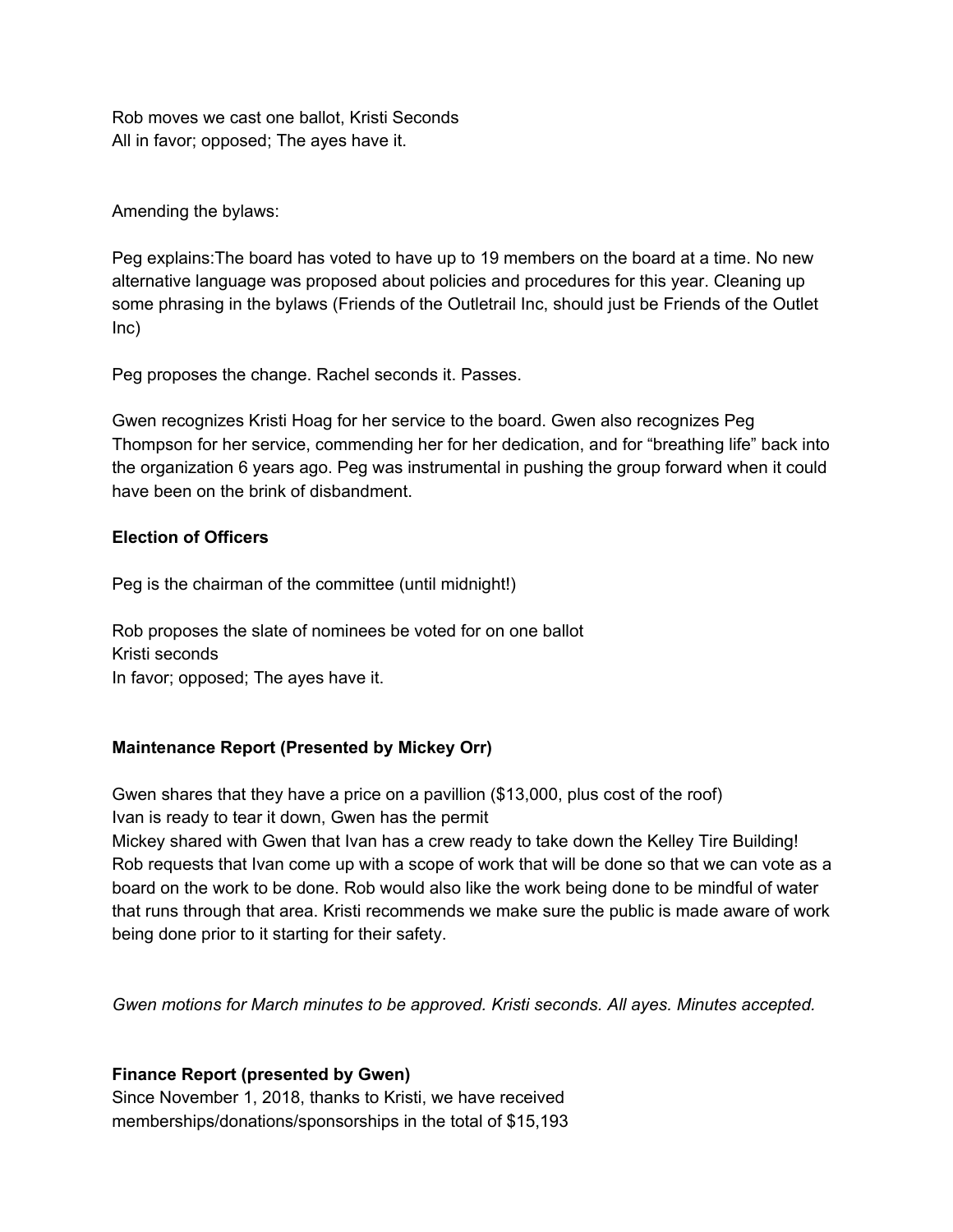Rob moves we cast one ballot, Kristi Seconds
All in favor; opposed; The ayes have it.

Amending the bylaws:

Peg explains:The board has voted to have up to 19 members on the board at a time. No new alternative language was proposed about policies and procedures for this year. Cleaning up some phrasing in the bylaws (Friends of the Outletrail Inc, should just be Friends of the Outlet Inc)

Peg proposes the change. Rachel seconds it. Passes.

Gwen recognizes Kristi Hoag for her service to the board. Gwen also recognizes Peg Thompson for her service, commending her for her dedication, and for "breathing life" back into the organization 6 years ago. Peg was instrumental in pushing the group forward when it could have been on the brink of disbandment.

**Election of Officers**

Peg is the chairman of the committee (until midnight!)

Rob proposes the slate of nominees be voted for on one ballot
Kristi seconds
In favor; opposed; The ayes have it.

**Maintenance Report (Presented by Mickey Orr)**

Gwen shares that they have a price on a pavillion ($13,000, plus cost of the roof)
Ivan is ready to tear it down, Gwen has the permit
Mickey shared with Gwen that Ivan has a crew ready to take down the Kelley Tire Building! Rob requests that Ivan come up with a scope of work that will be done so that we can vote as a board on the work to be done. Rob would also like the work being done to be mindful of water that runs through that area. Kristi recommends we make sure the public is made aware of work being done prior to it starting for their safety.

*Gwen motions for March minutes to be approved. Kristi seconds. All ayes. Minutes accepted.*

**Finance Report (presented by Gwen)**
Since November 1, 2018, thanks to Kristi, we have received memberships/donations/sponsorships in the total of $15,193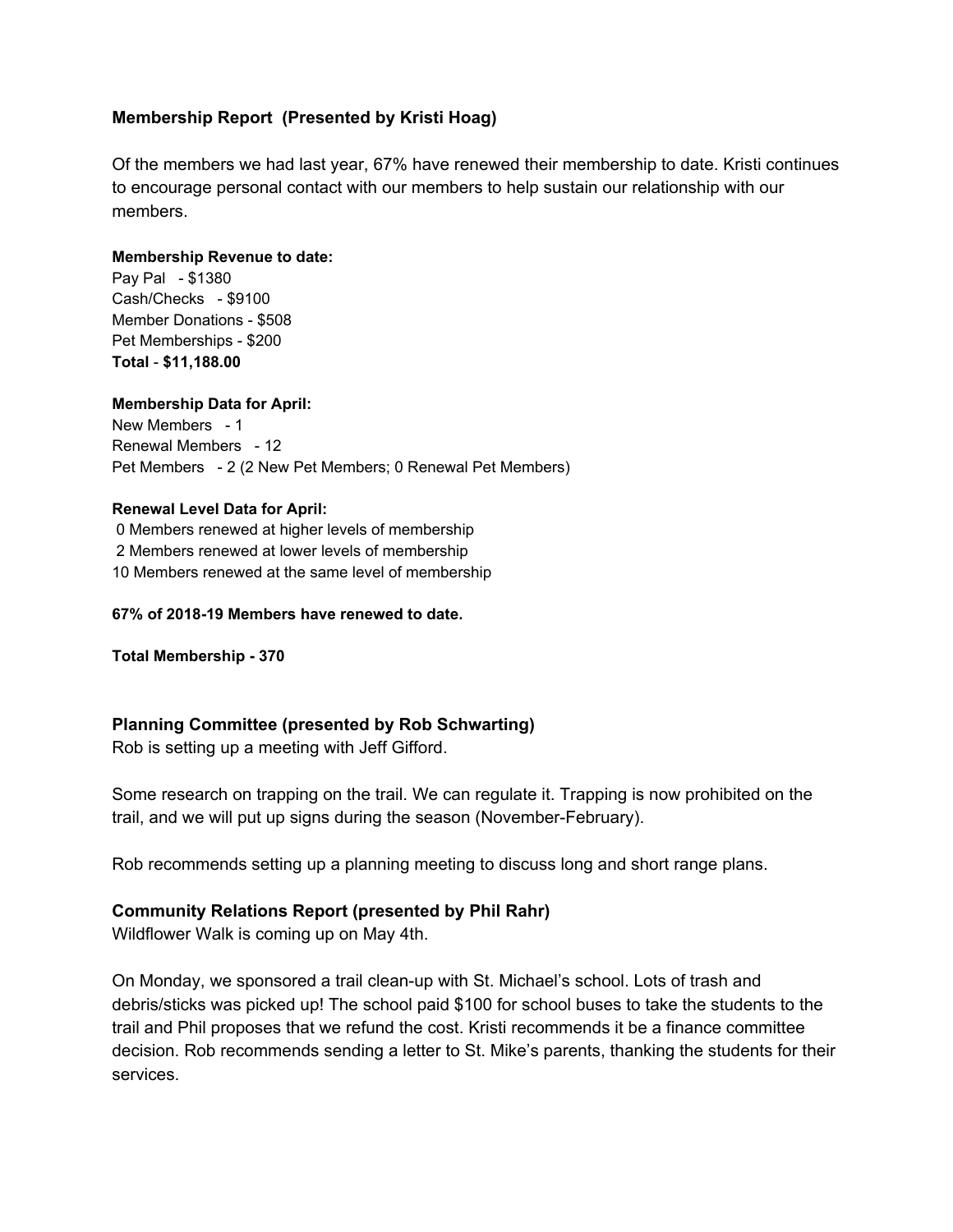### Membership Report (Presented by Kristi Hoag)

Of the members we had last year, 67% have renewed their membership to date. Kristi continues to encourage personal contact with our members to help sustain our relationship with our members.

**Membership Revenue to date:**
Pay Pal - $1380
Cash/Checks - $9100
Member Donations - $508
Pet Memberships - $200
**Total** - **$11,188.00**

**Membership Data for April:**
New Members - 1
Renewal Members - 12
Pet Members - 2 (2 New Pet Members; 0 Renewal Pet Members)

**Renewal Level Data for April:**
0 Members renewed at higher levels of membership
2 Members renewed at lower levels of membership
10 Members renewed at the same level of membership

**67% of 2018-19 Members have renewed to date.**

**Total Membership - 370**

### Planning Committee (presented by Rob Schwarting)

Rob is setting up a meeting with Jeff Gifford.

Some research on trapping on the trail. We can regulate it. Trapping is now prohibited on the trail, and we will put up signs during the season (November-February).

Rob recommends setting up a planning meeting to discuss long and short range plans.

### Community Relations Report (presented by Phil Rahr)

Wildflower Walk is coming up on May 4th.

On Monday, we sponsored a trail clean-up with St. Michael's school. Lots of trash and debris/sticks was picked up! The school paid $100 for school buses to take the students to the trail and Phil proposes that we refund the cost. Kristi recommends it be a finance committee decision. Rob recommends sending a letter to St. Mike's parents, thanking the students for their services.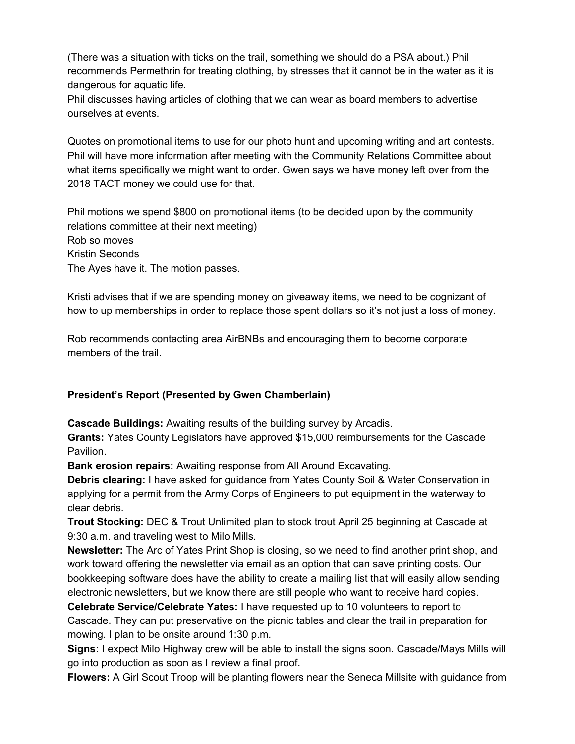(There was a situation with ticks on the trail, something we should do a PSA about.) Phil recommends Permethrin for treating clothing, by stresses that it cannot be in the water as it is dangerous for aquatic life.
Phil discusses having articles of clothing that we can wear as board members to advertise ourselves at events.

Quotes on promotional items to use for our photo hunt and upcoming writing and art contests. Phil will have more information after meeting with the Community Relations Committee about what items specifically we might want to order. Gwen says we have money left over from the 2018 TACT money we could use for that.

Phil motions we spend $800 on promotional items (to be decided upon by the community relations committee at their next meeting)
Rob so moves
Kristin Seconds
The Ayes have it. The motion passes.

Kristi advises that if we are spending money on giveaway items, we need to be cognizant of how to up memberships in order to replace those spent dollars so it's not just a loss of money.

Rob recommends contacting area AirBNBs and encouraging them to become corporate members of the trail.

**President's Report (Presented by Gwen Chamberlain)**

**Cascade Buildings:** Awaiting results of the building survey by Arcadis.
**Grants:** Yates County Legislators have approved $15,000 reimbursements for the Cascade Pavilion.
**Bank erosion repairs:** Awaiting response from All Around Excavating.
**Debris clearing:** I have asked for guidance from Yates County Soil & Water Conservation in applying for a permit from the Army Corps of Engineers to put equipment in the waterway to clear debris.
**Trout Stocking:** DEC & Trout Unlimited plan to stock trout April 25 beginning at Cascade at 9:30 a.m. and traveling west to Milo Mills.
**Newsletter:** The Arc of Yates Print Shop is closing, so we need to find another print shop, and work toward offering the newsletter via email as an option that can save printing costs. Our bookkeeping software does have the ability to create a mailing list that will easily allow sending electronic newsletters, but we know there are still people who want to receive hard copies.
**Celebrate Service/Celebrate Yates:** I have requested up to 10 volunteers to report to Cascade. They can put preservative on the picnic tables and clear the trail in preparation for mowing. I plan to be onsite around 1:30 p.m.
**Signs:** I expect Milo Highway crew will be able to install the signs soon. Cascade/Mays Mills will go into production as soon as I review a final proof.
**Flowers:** A Girl Scout Troop will be planting flowers near the Seneca Millsite with guidance from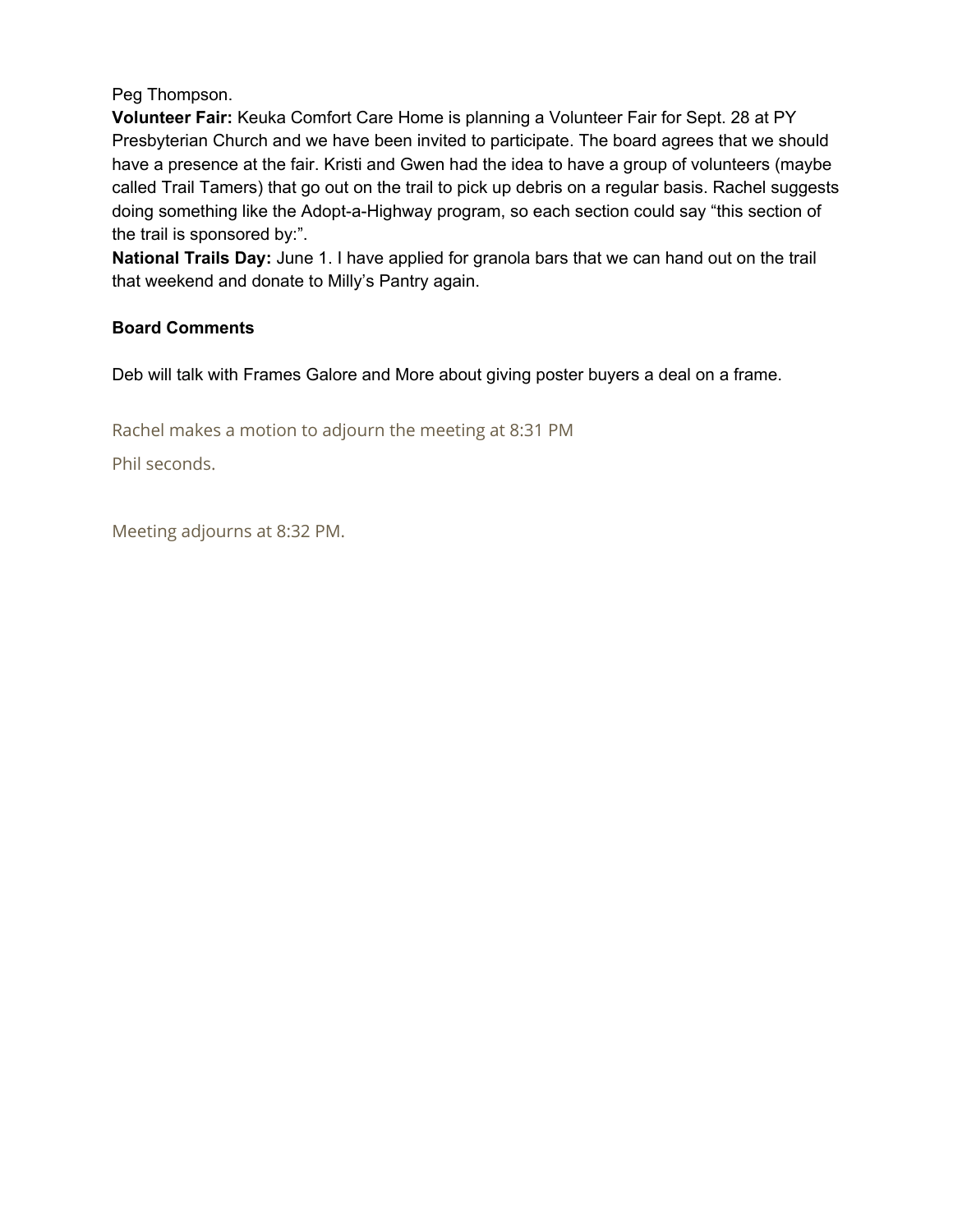Peg Thompson.

**Volunteer Fair:** Keuka Comfort Care Home is planning a Volunteer Fair for Sept. 28 at PY Presbyterian Church and we have been invited to participate. The board agrees that we should have a presence at the fair. Kristi and Gwen had the idea to have a group of volunteers (maybe called Trail Tamers) that go out on the trail to pick up debris on a regular basis. Rachel suggests doing something like the Adopt-a-Highway program, so each section could say "this section of the trail is sponsored by:".

**National Trails Day:** June 1. I have applied for granola bars that we can hand out on the trail that weekend and donate to Milly's Pantry again.

### Board Comments

Deb will talk with Frames Galore and More about giving poster buyers a deal on a frame.

Rachel makes a motion to adjourn the meeting at 8:31 PM

Phil seconds.

Meeting adjourns at 8:32 PM.